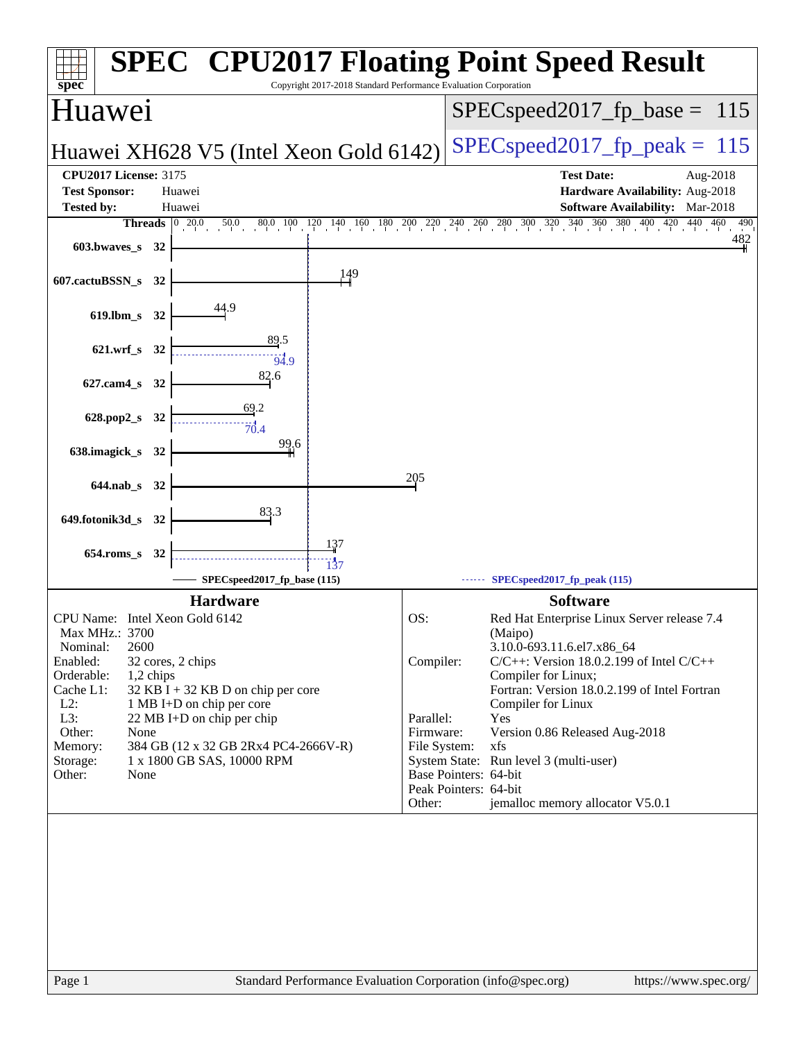# SPEC CPU2017 Floating Point Speed Result

Copyright 2017-2018 Standard Performance Evaluation Corporation

## Huawei

**Huawei XH628 V5 (Intel Xeon Gold 6142)**

SPECspeed2017_fp_base = 115

SPECspeed2017_fp_peak = 115

| | | | |
|---|---|---|---|
| **CPU2017 License:** | 3175 | **Test Date:** | Aug-2018 |
| **Test Sponsor:** | Huawei | **Hardware Availability:** | Aug-2018 |
| **Tested by:** | Huawei | **Software Availability:** | Mar-2018 |

| Benchmark | Threads | Base | Peak |
|---|---|---|---|
| 603.bwaves_s | 32 | 482 | |
| 607.cactuBSSN_s | 32 | 149 | |
| 619.lbm_s | 32 | 44.9 | |
| 621.wrf_s | 32 | 89.5 | 94.9 |
| 627.cam4_s | 32 | 82.6 | |
| 628.pop2_s | 32 | 69.2 | 70.4 |
| 638.imagick_s | 32 | 99.6 | |
| 644.nab_s | 32 | 205 | |
| 649.fotonik3d_s | 32 | 83.3 | |
| 654.roms_s | 32 | 137 | 137 |

SPECspeed2017_fp_base (115) — SPECspeed2017_fp_peak (115)

### Hardware

| | |
|---|---|
| CPU Name: | Intel Xeon Gold 6142 |
| Max MHz.: | 3700 |
| Nominal: | 2600 |
| Enabled: | 32 cores, 2 chips |
| Orderable: | 1,2 chips |
| Cache L1: | 32 KB I + 32 KB D on chip per core |
| L2: | 1 MB I+D on chip per core |
| L3: | 22 MB I+D on chip per chip |
| Other: | None |
| Memory: | 384 GB (12 x 32 GB 2Rx4 PC4-2666V-R) |
| Storage: | 1 x 1800 GB SAS, 10000 RPM |
| Other: | None |

### Software

| | |
|---|---|
| OS: | Red Hat Enterprise Linux Server release 7.4 (Maipo) 3.10.0-693.11.6.el7.x86_64 |
| Compiler: | C/C++: Version 18.0.2.199 of Intel C/C++ Compiler for Linux; Fortran: Version 18.0.2.199 of Intel Fortran Compiler for Linux |
| Parallel: | Yes |
| Firmware: | Version 0.86 Released Aug-2018 |
| File System: | xfs |
| System State: | Run level 3 (multi-user) |
| Base Pointers: | 64-bit |
| Peak Pointers: | 64-bit |
| Other: | jemalloc memory allocator V5.0.1 |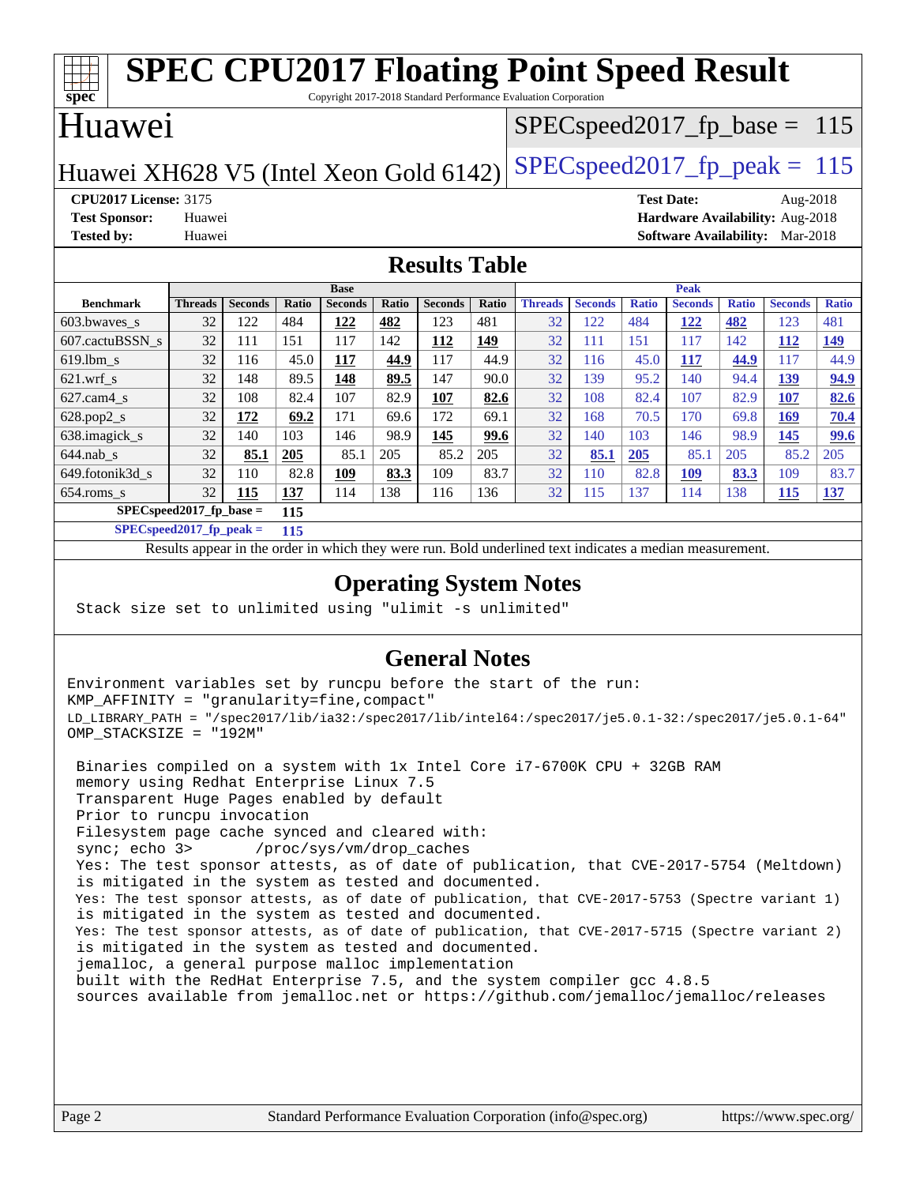# SPEC CPU2017 Floating Point Speed Result

Copyright 2017-2018 Standard Performance Evaluation Corporation

## Huawei

**Huawei XH628 V5 (Intel Xeon Gold 6142)**

SPECspeed2017_fp_base = 115

SPECspeed2017_fp_peak = 115

**CPU2017 License:** 3175
**Test Sponsor:** Huawei
**Tested by:** Huawei

**Test Date:** Aug-2018
**Hardware Availability:** Aug-2018
**Software Availability:** Mar-2018

## Results Table

| Benchmark | Base | | | | | | | Peak | | | | | | |
|---|---|---|---|---|---|---|---|---|---|---|---|---|---|---|
| | Threads | Seconds | Ratio | Seconds | Ratio | Seconds | Ratio | Threads | Seconds | Ratio | Seconds | Ratio | Seconds | Ratio |
| 603.bwaves_s | 32 | 122 | 484 | **122** | **482** | 123 | 481 | 32 | 122 | 484 | **122** | **482** | 123 | 481 |
| 607.cactuBSSN_s | 32 | 111 | 151 | 117 | 142 | **112** | **149** | 32 | 111 | 151 | 117 | 142 | **112** | **149** |
| 619.lbm_s | 32 | 116 | 45.0 | **117** | **44.9** | 117 | 44.9 | 32 | 116 | 45.0 | **117** | **44.9** | 117 | 44.9 |
| 621.wrf_s | 32 | 148 | 89.5 | **148** | **89.5** | 147 | 90.0 | 32 | 139 | 95.2 | 140 | 94.4 | **139** | **94.9** |
| 627.cam4_s | 32 | 108 | 82.4 | 107 | 82.9 | **107** | **82.6** | 32 | 108 | 82.4 | 107 | 82.9 | **107** | **82.6** |
| 628.pop2_s | 32 | **172** | **69.2** | 171 | 69.6 | 172 | 69.1 | 32 | 168 | 70.5 | 170 | 69.8 | **169** | **70.4** |
| 638.imagick_s | 32 | 140 | 103 | 146 | 98.9 | **145** | **99.6** | 32 | 140 | 103 | 146 | 98.9 | **145** | **99.6** |
| 644.nab_s | 32 | **85.1** | **205** | 85.1 | 205 | 85.2 | 205 | 32 | **85.1** | **205** | 85.1 | 205 | 85.2 | 205 |
| 649.fotonik3d_s | 32 | 110 | 82.8 | **109** | **83.3** | 109 | 83.7 | 32 | 110 | 82.8 | **109** | **83.3** | 109 | 83.7 |
| 654.roms_s | 32 | **115** | **137** | 114 | 138 | 116 | 136 | 32 | 115 | 137 | 114 | 138 | **115** | **137** |

**SPECspeed2017_fp_base = 115**

**SPECspeed2017_fp_peak = 115**

Results appear in the order in which they were run. Bold underlined text indicates a median measurement.

## Operating System Notes

```
Stack size set to unlimited using "ulimit -s unlimited"
```

## General Notes

```
Environment variables set by runcpu before the start of the run:
KMP_AFFINITY = "granularity=fine,compact"
LD_LIBRARY_PATH = "/spec2017/lib/ia32:/spec2017/lib/intel64:/spec2017/je5.0.1-32:/spec2017/je5.0.1-64"
OMP_STACKSIZE = "192M"

 Binaries compiled on a system with 1x Intel Core i7-6700K CPU + 32GB RAM
 memory using Redhat Enterprise Linux 7.5
 Transparent Huge Pages enabled by default
 Prior to runcpu invocation
 Filesystem page cache synced and cleared with:
 sync; echo 3>       /proc/sys/vm/drop_caches
 Yes: The test sponsor attests, as of date of publication, that CVE-2017-5754 (Meltdown)
 is mitigated in the system as tested and documented.
 Yes: The test sponsor attests, as of date of publication, that CVE-2017-5753 (Spectre variant 1)
 is mitigated in the system as tested and documented.
 Yes: The test sponsor attests, as of date of publication, that CVE-2017-5715 (Spectre variant 2)
 is mitigated in the system as tested and documented.
 jemalloc, a general purpose malloc implementation
 built with the RedHat Enterprise 7.5, and the system compiler gcc 4.8.5
 sources available from jemalloc.net or https://github.com/jemalloc/jemalloc/releases
```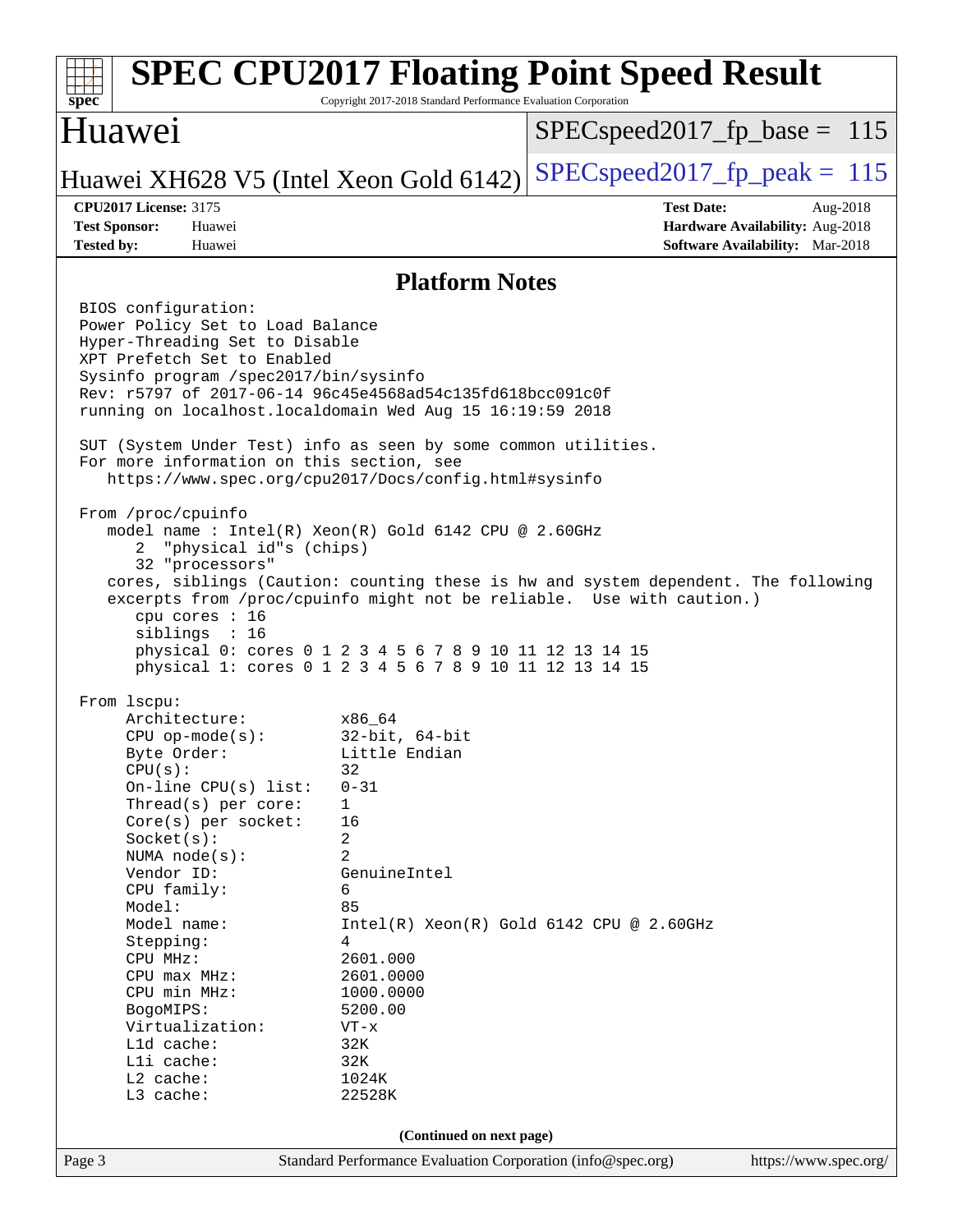## Platform Notes

```
BIOS configuration:
Power Policy Set to Load Balance
Hyper-Threading Set to Disable
XPT Prefetch Set to Enabled
Sysinfo program /spec2017/bin/sysinfo
Rev: r5797 of 2017-06-14 96c45e4568ad54c135fd618bcc091c0f
running on localhost.localdomain Wed Aug 15 16:19:59 2018

SUT (System Under Test) info as seen by some common utilities.
For more information on this section, see
   https://www.spec.org/cpu2017/Docs/config.html#sysinfo

From /proc/cpuinfo
   model name : Intel(R) Xeon(R) Gold 6142 CPU @ 2.60GHz
      2  "physical id"s (chips)
      32 "processors"
   cores, siblings (Caution: counting these is hw and system dependent. The following
   excerpts from /proc/cpuinfo might not be reliable.  Use with caution.)
      cpu cores : 16
      siblings  : 16
      physical 0: cores 0 1 2 3 4 5 6 7 8 9 10 11 12 13 14 15
      physical 1: cores 0 1 2 3 4 5 6 7 8 9 10 11 12 13 14 15

From lscpu:
     Architecture:          x86_64
     CPU op-mode(s):        32-bit, 64-bit
     Byte Order:            Little Endian
     CPU(s):                32
     On-line CPU(s) list:   0-31
     Thread(s) per core:    1
     Core(s) per socket:    16
     Socket(s):             2
     NUMA node(s):          2
     Vendor ID:             GenuineIntel
     CPU family:            6
     Model:                 85
     Model name:            Intel(R) Xeon(R) Gold 6142 CPU @ 2.60GHz
     Stepping:              4
     CPU MHz:               2601.000
     CPU max MHz:           2601.0000
     CPU min MHz:           1000.0000
     BogoMIPS:              5200.00
     Virtualization:        VT-x
     L1d cache:             32K
     L1i cache:             32K
     L2 cache:              1024K
     L3 cache:              22528K
```

**(Continued on next page)**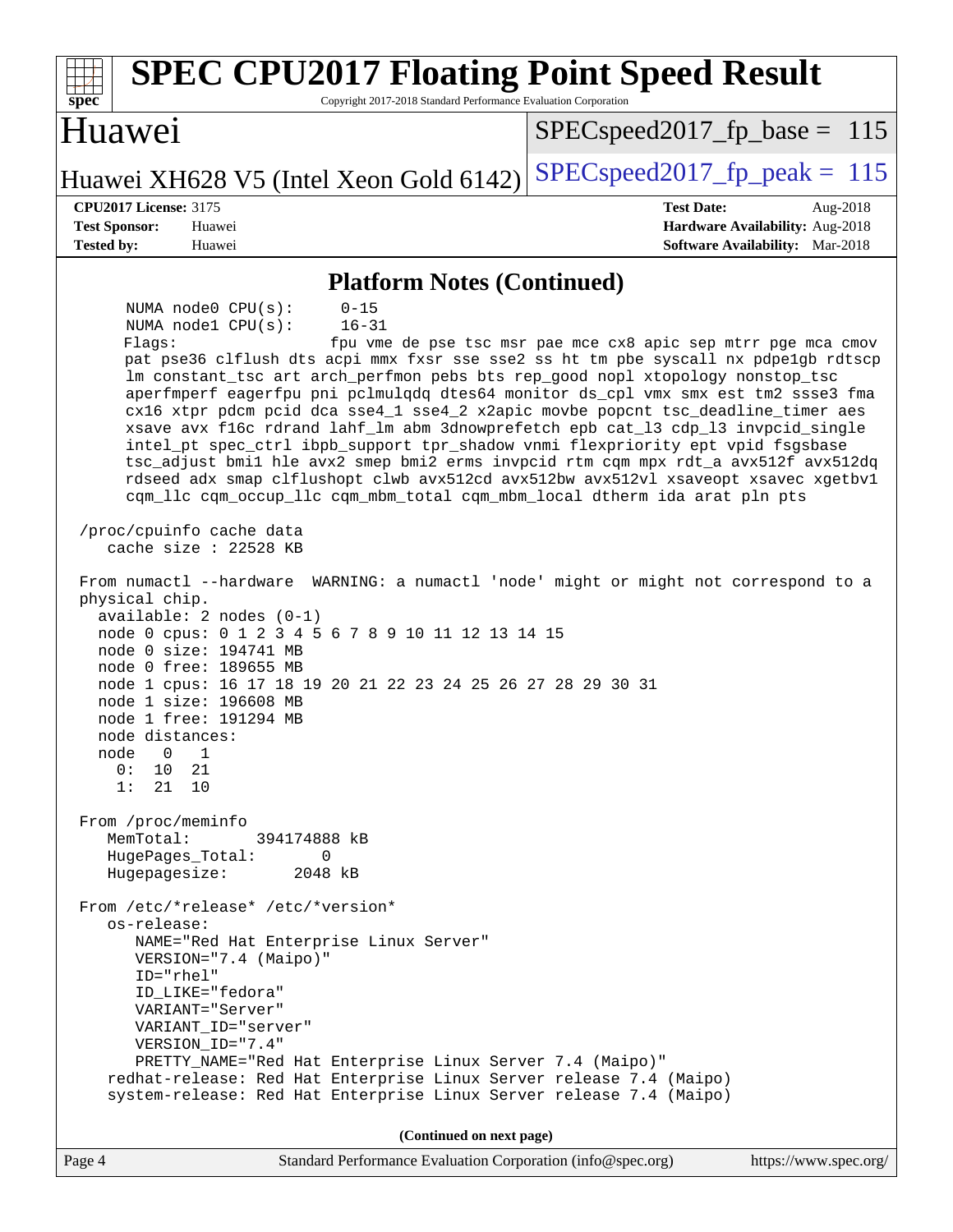## Platform Notes (Continued)

```
     NUMA node0 CPU(s):       0-15
     NUMA node1 CPU(s):       16-31
     Flags:                   fpu vme de pse tsc msr pae mce cx8 apic sep mtrr pge mca cmov
     pat pse36 clflush dts acpi mmx fxsr sse sse2 ss ht tm pbe syscall nx pdpe1gb rdtscp
     lm constant_tsc art arch_perfmon pebs bts rep_good nopl xtopology nonstop_tsc
     aperfmperf eagerfpu pni pclmulqdq dtes64 monitor ds_cpl vmx smx est tm2 ssse3 fma
     cx16 xtpr pdcm pcid dca sse4_1 sse4_2 x2apic movbe popcnt tsc_deadline_timer aes
     xsave avx f16c rdrand lahf_lm abm 3dnowprefetch epb cat_l3 cdp_l3 invpcid_single
     intel_pt spec_ctrl ibpb_support tpr_shadow vnmi flexpriority ept vpid fsgsbase
     tsc_adjust bmi1 hle avx2 smep bmi2 erms invpcid rtm cqm mpx rdt_a avx512f avx512dq
     rdseed adx smap clflushopt clwb avx512cd avx512bw avx512vl xsaveopt xsavec xgetbv1
     cqm_llc cqm_occup_llc cqm_mbm_total cqm_mbm_local dtherm ida arat pln pts

 /proc/cpuinfo cache data
    cache size : 22528 KB

 From numactl --hardware  WARNING: a numactl 'node' might or might not correspond to a
 physical chip.
   available: 2 nodes (0-1)
   node 0 cpus: 0 1 2 3 4 5 6 7 8 9 10 11 12 13 14 15
   node 0 size: 194741 MB
   node 0 free: 189655 MB
   node 1 cpus: 16 17 18 19 20 21 22 23 24 25 26 27 28 29 30 31
   node 1 size: 196608 MB
   node 1 free: 191294 MB
   node distances:
   node   0   1
     0:  10  21
     1:  21  10

 From /proc/meminfo
    MemTotal:       394174888 kB
    HugePages_Total:       0
    Hugepagesize:       2048 kB

 From /etc/*release* /etc/*version*
    os-release:
       NAME="Red Hat Enterprise Linux Server"
       VERSION="7.4 (Maipo)"
       ID="rhel"
       ID_LIKE="fedora"
       VARIANT="Server"
       VARIANT_ID="server"
       VERSION_ID="7.4"
       PRETTY_NAME="Red Hat Enterprise Linux Server 7.4 (Maipo)"
    redhat-release: Red Hat Enterprise Linux Server release 7.4 (Maipo)
    system-release: Red Hat Enterprise Linux Server release 7.4 (Maipo)
```

(Continued on next page)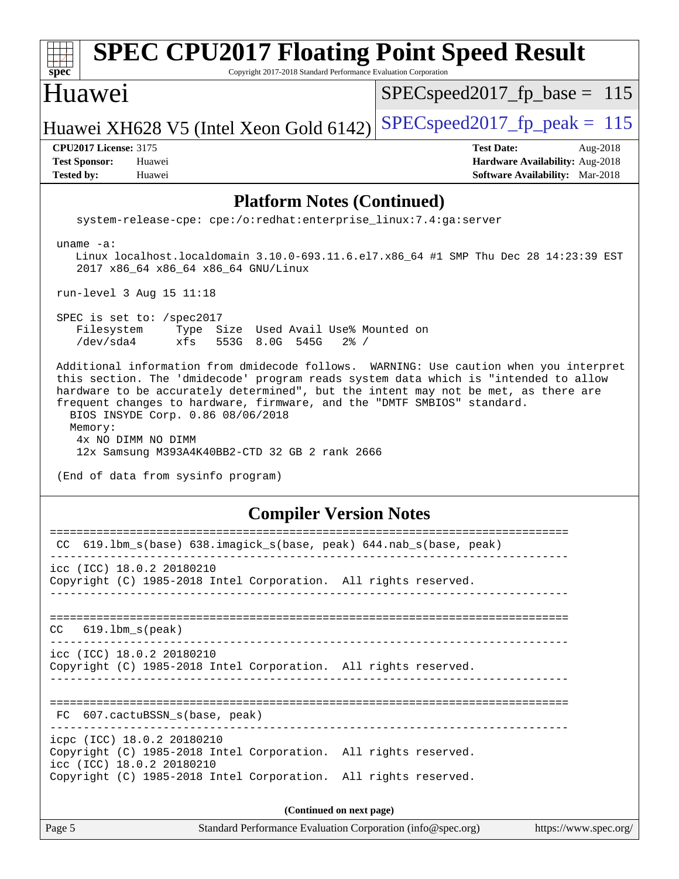# SPEC CPU2017 Floating Point Speed Result

Copyright 2017-2018 Standard Performance Evaluation Corporation

## Huawei

Huawei XH628 V5 (Intel Xeon Gold 6142)

SPECspeed2017_fp_base = 115

SPECspeed2017_fp_peak = 115

**CPU2017 License:** 3175
**Test Sponsor:** Huawei
**Tested by:** Huawei

**Test Date:** Aug-2018
**Hardware Availability:** Aug-2018
**Software Availability:** Mar-2018

### Platform Notes (Continued)

```
   system-release-cpe: cpe:/o:redhat:enterprise_linux:7.4:ga:server

uname -a:
   Linux localhost.localdomain 3.10.0-693.11.6.el7.x86_64 #1 SMP Thu Dec 28 14:23:39 EST
   2017 x86_64 x86_64 x86_64 GNU/Linux

run-level 3 Aug 15 11:18

SPEC is set to: /spec2017
   Filesystem     Type  Size  Used Avail Use% Mounted on
   /dev/sda4      xfs   553G  8.0G  545G   2% /

Additional information from dmidecode follows.  WARNING: Use caution when you interpret
this section. The 'dmidecode' program reads system data which is "intended to allow
hardware to be accurately determined", but the intent may not be met, as there are
frequent changes to hardware, firmware, and the "DMTF SMBIOS" standard.
  BIOS INSYDE Corp. 0.86 08/06/2018
  Memory:
   4x NO DIMM NO DIMM
   12x Samsung M393A4K40BB2-CTD 32 GB 2 rank 2666

(End of data from sysinfo program)
```

### Compiler Version Notes

```
==============================================================================
 CC  619.lbm_s(base) 638.imagick_s(base, peak) 644.nab_s(base, peak)
------------------------------------------------------------------------------
icc (ICC) 18.0.2 20180210
Copyright (C) 1985-2018 Intel Corporation.  All rights reserved.
------------------------------------------------------------------------------

==============================================================================
CC   619.lbm_s(peak)
------------------------------------------------------------------------------
icc (ICC) 18.0.2 20180210
Copyright (C) 1985-2018 Intel Corporation.  All rights reserved.
------------------------------------------------------------------------------

==============================================================================
 FC  607.cactuBSSN_s(base, peak)
------------------------------------------------------------------------------
icpc (ICC) 18.0.2 20180210
Copyright (C) 1985-2018 Intel Corporation.  All rights reserved.
icc (ICC) 18.0.2 20180210
Copyright (C) 1985-2018 Intel Corporation.  All rights reserved.
```

(Continued on next page)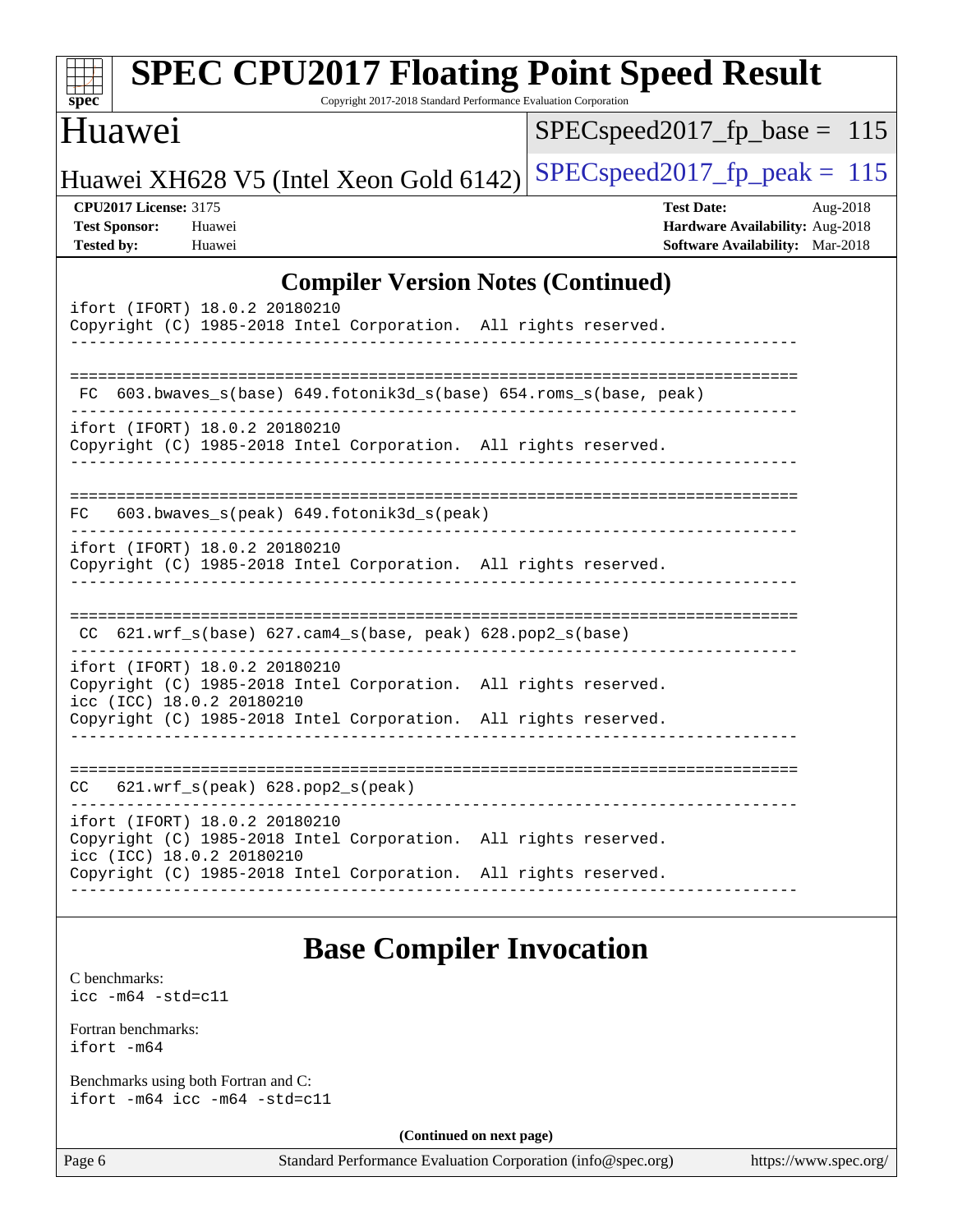## Compiler Version Notes (Continued)

```
ifort (IFORT) 18.0.2 20180210
Copyright (C) 1985-2018 Intel Corporation.  All rights reserved.
------------------------------------------------------------------------------

==============================================================================
 FC  603.bwaves_s(base) 649.fotonik3d_s(base) 654.roms_s(base, peak)
------------------------------------------------------------------------------
ifort (IFORT) 18.0.2 20180210
Copyright (C) 1985-2018 Intel Corporation.  All rights reserved.
------------------------------------------------------------------------------

==============================================================================
FC   603.bwaves_s(peak) 649.fotonik3d_s(peak)
------------------------------------------------------------------------------
ifort (IFORT) 18.0.2 20180210
Copyright (C) 1985-2018 Intel Corporation.  All rights reserved.
------------------------------------------------------------------------------

==============================================================================
 CC  621.wrf_s(base) 627.cam4_s(base, peak) 628.pop2_s(base)
------------------------------------------------------------------------------
ifort (IFORT) 18.0.2 20180210
Copyright (C) 1985-2018 Intel Corporation.  All rights reserved.
icc (ICC) 18.0.2 20180210
Copyright (C) 1985-2018 Intel Corporation.  All rights reserved.
------------------------------------------------------------------------------

==============================================================================
CC   621.wrf_s(peak) 628.pop2_s(peak)
------------------------------------------------------------------------------
ifort (IFORT) 18.0.2 20180210
Copyright (C) 1985-2018 Intel Corporation.  All rights reserved.
icc (ICC) 18.0.2 20180210
Copyright (C) 1985-2018 Intel Corporation.  All rights reserved.
------------------------------------------------------------------------------
```

## Base Compiler Invocation

C benchmarks:
```
icc -m64 -std=c11
```

Fortran benchmarks:
```
ifort -m64
```

Benchmarks using both Fortran and C:
```
ifort -m64 icc -m64 -std=c11
```

**(Continued on next page)**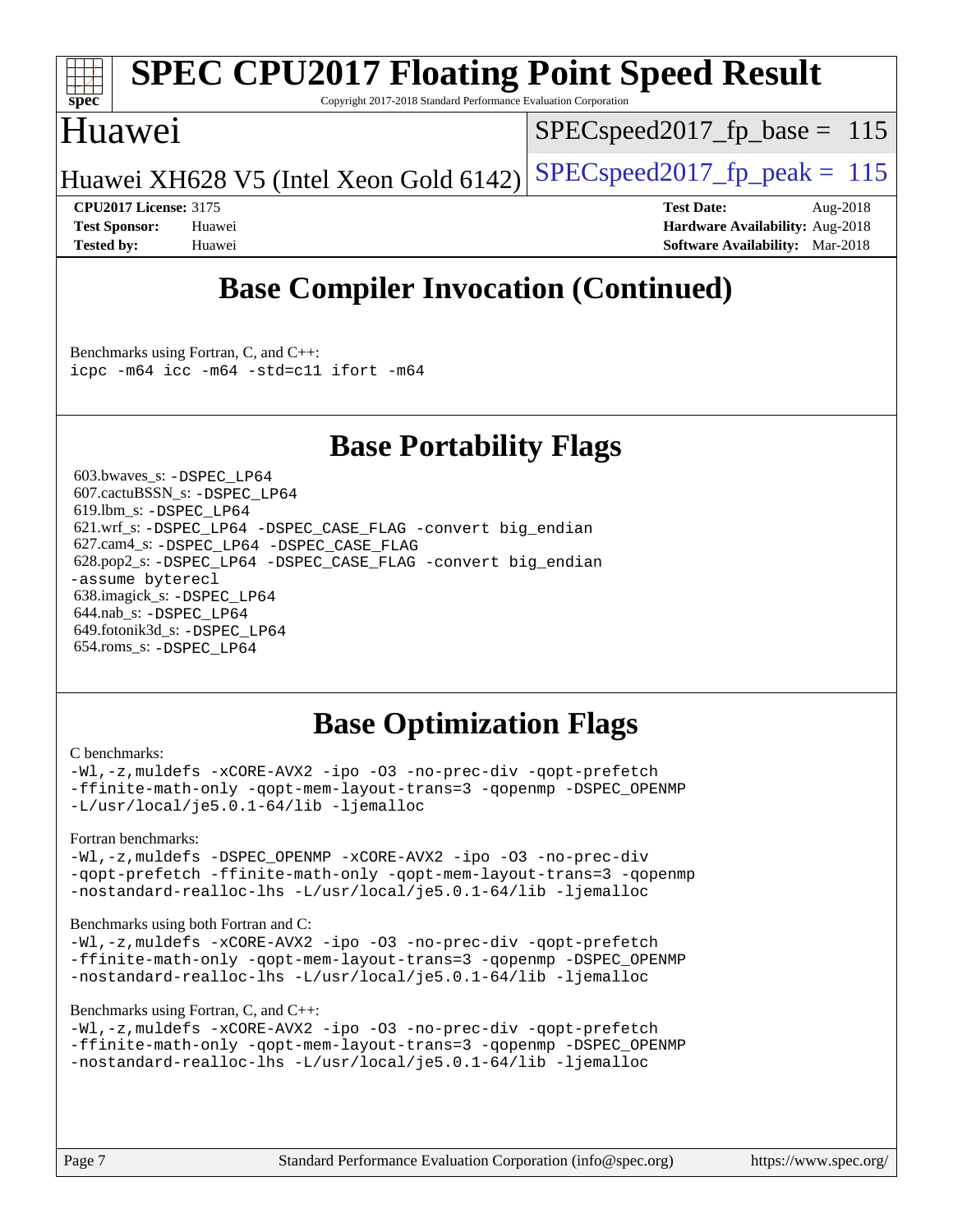## Base Compiler Invocation (Continued)

Benchmarks using Fortran, C, and C++:
`icpc -m64 icc -m64 -std=c11 ifort -m64`

## Base Portability Flags

603.bwaves_s: `-DSPEC_LP64`
607.cactuBSSN_s: `-DSPEC_LP64`
619.lbm_s: `-DSPEC_LP64`
621.wrf_s: `-DSPEC_LP64 -DSPEC_CASE_FLAG -convert big_endian`
627.cam4_s: `-DSPEC_LP64 -DSPEC_CASE_FLAG`
628.pop2_s: `-DSPEC_LP64 -DSPEC_CASE_FLAG -convert big_endian -assume byterecl`
638.imagick_s: `-DSPEC_LP64`
644.nab_s: `-DSPEC_LP64`
649.fotonik3d_s: `-DSPEC_LP64`
654.roms_s: `-DSPEC_LP64`

## Base Optimization Flags

C benchmarks:
```
-Wl,-z,muldefs -xCORE-AVX2 -ipo -O3 -no-prec-div -qopt-prefetch
-ffinite-math-only -qopt-mem-layout-trans=3 -qopenmp -DSPEC_OPENMP
-L/usr/local/je5.0.1-64/lib -ljemalloc
```

Fortran benchmarks:
```
-Wl,-z,muldefs -DSPEC_OPENMP -xCORE-AVX2 -ipo -O3 -no-prec-div
-qopt-prefetch -ffinite-math-only -qopt-mem-layout-trans=3 -qopenmp
-nostandard-realloc-lhs -L/usr/local/je5.0.1-64/lib -ljemalloc
```

Benchmarks using both Fortran and C:
```
-Wl,-z,muldefs -xCORE-AVX2 -ipo -O3 -no-prec-div -qopt-prefetch
-ffinite-math-only -qopt-mem-layout-trans=3 -qopenmp -DSPEC_OPENMP
-nostandard-realloc-lhs -L/usr/local/je5.0.1-64/lib -ljemalloc
```

Benchmarks using Fortran, C, and C++:
```
-Wl,-z,muldefs -xCORE-AVX2 -ipo -O3 -no-prec-div -qopt-prefetch
-ffinite-math-only -qopt-mem-layout-trans=3 -qopenmp -DSPEC_OPENMP
-nostandard-realloc-lhs -L/usr/local/je5.0.1-64/lib -ljemalloc
```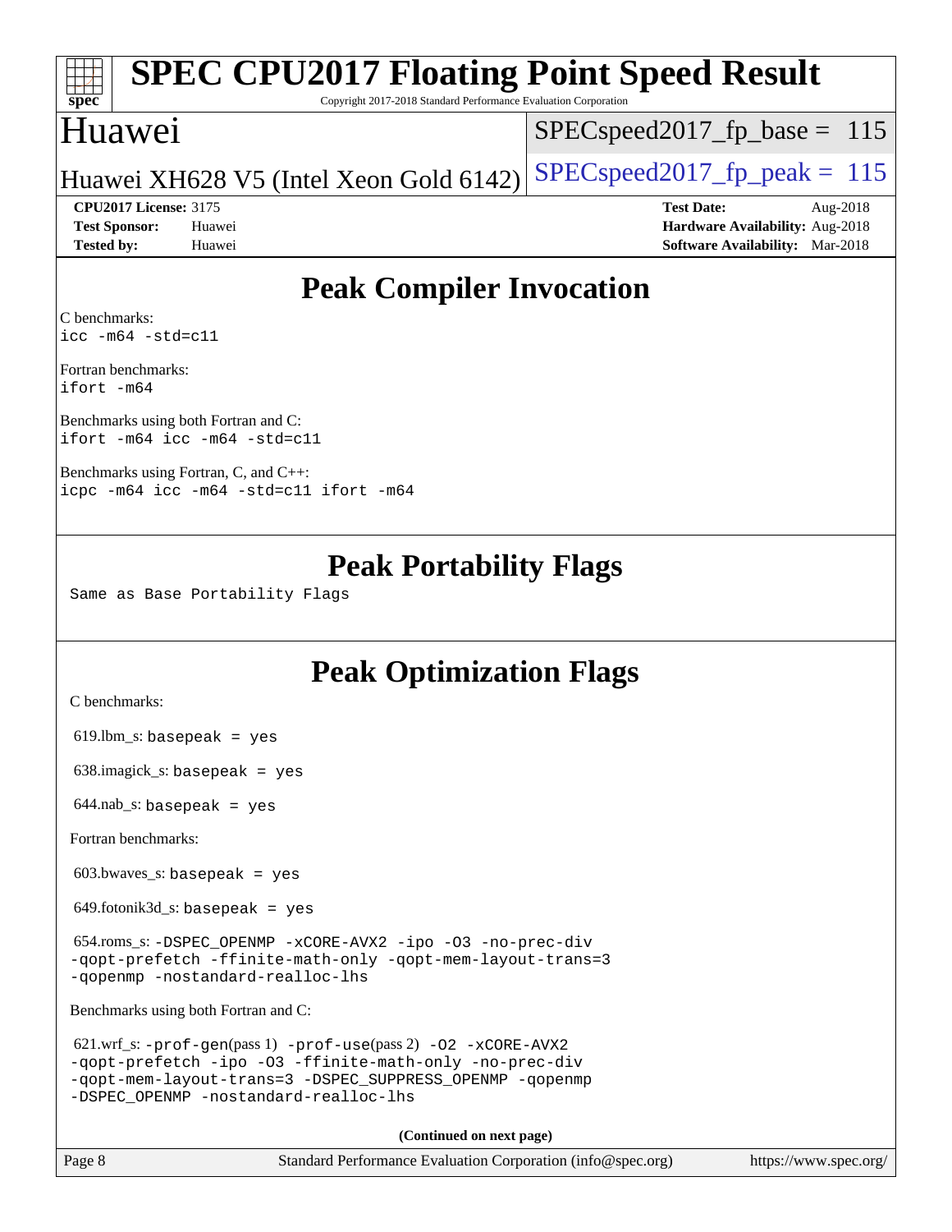# SPEC CPU2017 Floating Point Speed Result

Copyright 2017-2018 Standard Performance Evaluation Corporation

## Huawei

Huawei XH628 V5 (Intel Xeon Gold 6142)

SPECspeed2017_fp_base = 115

SPECspeed2017_fp_peak = 115

**CPU2017 License:** 3175
**Test Sponsor:** Huawei
**Tested by:** Huawei

**Test Date:** Aug-2018
**Hardware Availability:** Aug-2018
**Software Availability:** Mar-2018

## Peak Compiler Invocation

C benchmarks:
```
icc -m64 -std=c11
```

Fortran benchmarks:
```
ifort -m64
```

Benchmarks using both Fortran and C:
```
ifort -m64 icc -m64 -std=c11
```

Benchmarks using Fortran, C, and C++:
```
icpc -m64 icc -m64 -std=c11 ifort -m64
```

## Peak Portability Flags

Same as Base Portability Flags

## Peak Optimization Flags

C benchmarks:

619.lbm_s: `basepeak = yes`

638.imagick_s: `basepeak = yes`

644.nab_s: `basepeak = yes`

Fortran benchmarks:

603.bwaves_s: `basepeak = yes`

649.fotonik3d_s: `basepeak = yes`

654.roms_s: `-DSPEC_OPENMP -xCORE-AVX2 -ipo -O3 -no-prec-div -qopt-prefetch -ffinite-math-only -qopt-mem-layout-trans=3 -qopenmp -nostandard-realloc-lhs`

Benchmarks using both Fortran and C:

621.wrf_s: `-prof-gen`(pass 1) `-prof-use`(pass 2) `-O2 -xCORE-AVX2 -qopt-prefetch -ipo -O3 -ffinite-math-only -no-prec-div -qopt-mem-layout-trans=3 -DSPEC_SUPPRESS_OPENMP -qopenmp -DSPEC_OPENMP -nostandard-realloc-lhs`

**(Continued on next page)**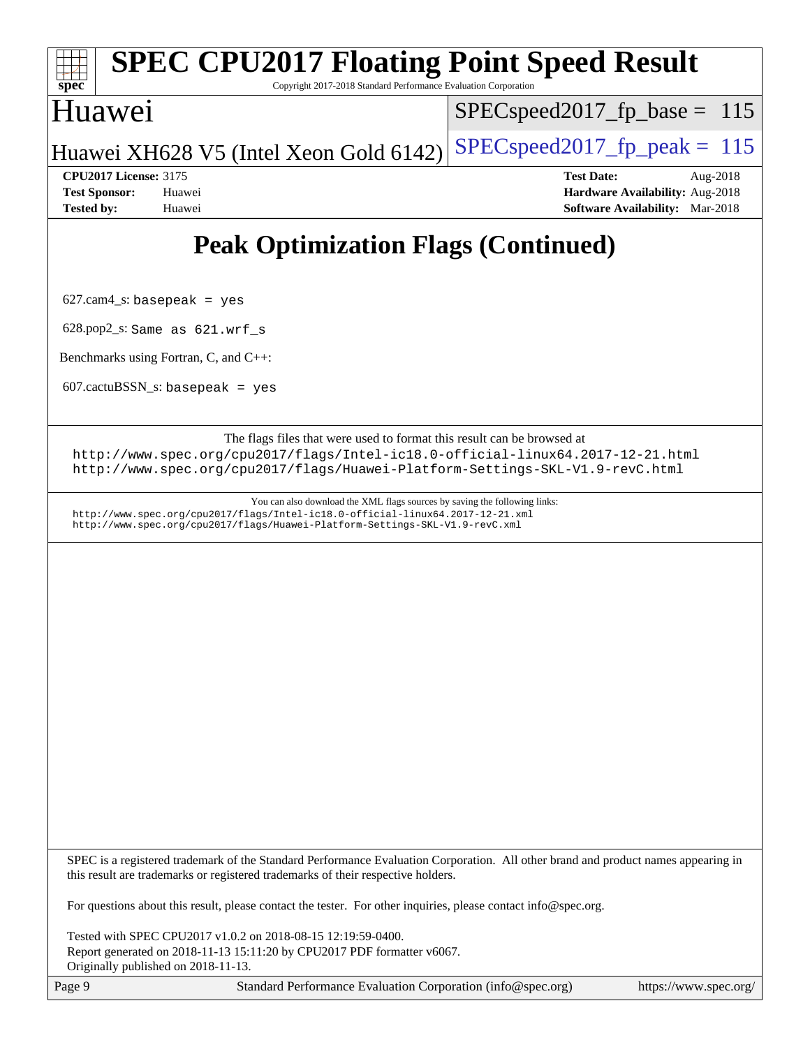# Peak Optimization Flags (Continued)

627.cam4_s: basepeak = yes

628.pop2_s: Same as 621.wrf_s

Benchmarks using Fortran, C, and C++:

607.cactuBSSN_s: basepeak = yes

The flags files that were used to format this result can be browsed at

http://www.spec.org/cpu2017/flags/Intel-ic18.0-official-linux64.2017-12-21.html
http://www.spec.org/cpu2017/flags/Huawei-Platform-Settings-SKL-V1.9-revC.html

You can also download the XML flags sources by saving the following links:

http://www.spec.org/cpu2017/flags/Intel-ic18.0-official-linux64.2017-12-21.xml
http://www.spec.org/cpu2017/flags/Huawei-Platform-Settings-SKL-V1.9-revC.xml

SPEC is a registered trademark of the Standard Performance Evaluation Corporation. All other brand and product names appearing in this result are trademarks or registered trademarks of their respective holders.

For questions about this result, please contact the tester. For other inquiries, please contact info@spec.org.

Tested with SPEC CPU2017 v1.0.2 on 2018-08-15 12:19:59-0400.
Report generated on 2018-11-13 15:11:20 by CPU2017 PDF formatter v6067.
Originally published on 2018-11-13.